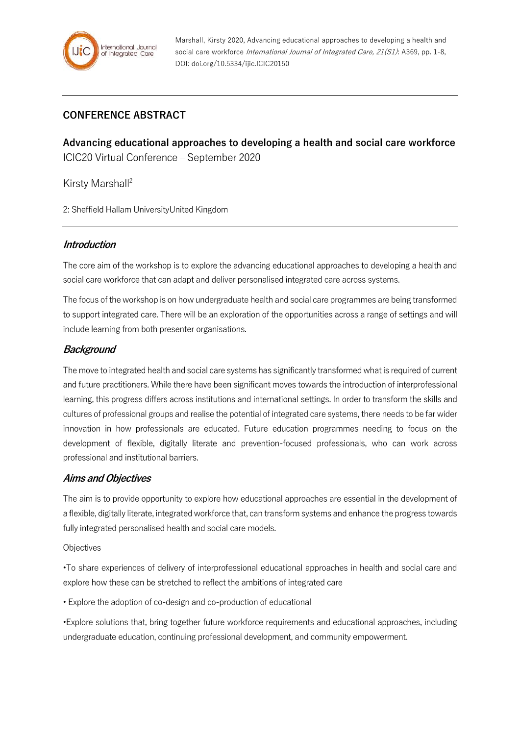Marshall, Kirsty 2020, Advancing educational approaches to developing a health and social care workforce *International Journal of Integrated Care, 21(S1)*: A369, pp. 1-8, DOI: doi.org/10.5334/ijic.ICIC20150

## CONFERENCE ABSTRACT

**Advancing educational approaches to developing a health and social care workforce**

ICIC20 Virtual Conference – September 2020

Kirsty Marshall[2]

2: Sheffield Hallam UniversityUnited Kingdom

### *Introduction*

The core aim of the workshop is to explore the advancing educational approaches to developing a health and social care workforce that can adapt and deliver personalised integrated care across systems.

The focus of the workshop is on how undergraduate health and social care programmes are being transformed to support integrated care. There will be an exploration of the opportunities across a range of settings and will include learning from both presenter organisations.

### *Background*

The move to integrated health and social care systems has significantly transformed what is required of current and future practitioners. While there have been significant moves towards the introduction of interprofessional learning, this progress differs across institutions and international settings. In order to transform the skills and cultures of professional groups and realise the potential of integrated care systems, there needs to be far wider innovation in how professionals are educated. Future education programmes needing to focus on the development of flexible, digitally literate and prevention-focused professionals, who can work across professional and institutional barriers.

### *Aims and Objectives*

The aim is to provide opportunity to explore how educational approaches are essential in the development of a flexible, digitally literate, integrated workforce that, can transform systems and enhance the progress towards fully integrated personalised health and social care models.

Objectives

•To share experiences of delivery of interprofessional educational approaches in health and social care and explore how these can be stretched to reflect the ambitions of integrated care

• Explore the adoption of co-design and co-production of educational

•Explore solutions that, bring together future workforce requirements and educational approaches, including undergraduate education, continuing professional development, and community empowerment.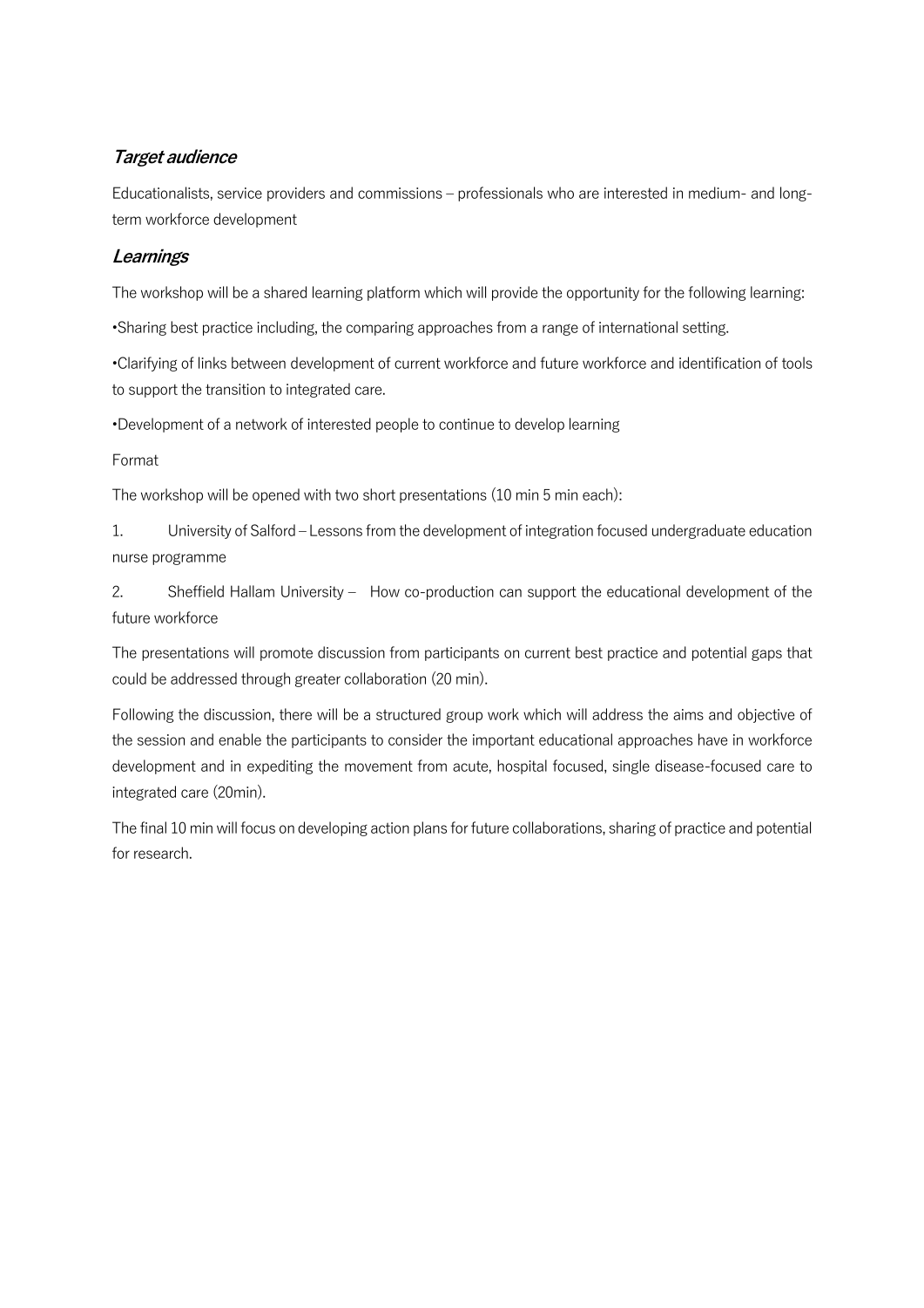### *Target audience*

Educationalists, service providers and commissions – professionals who are interested in medium- and long-term workforce development

### *Learnings*

The workshop will be a shared learning platform which will provide the opportunity for the following learning:

•Sharing best practice including, the comparing approaches from a range of international setting.

•Clarifying of links between development of current workforce and future workforce and identification of tools to support the transition to integrated care.

•Development of a network of interested people to continue to develop learning

Format

The workshop will be opened with two short presentations (10 min 5 min each):

1. University of Salford – Lessons from the development of integration focused undergraduate education nurse programme

2. Sheffield Hallam University – How co-production can support the educational development of the future workforce

The presentations will promote discussion from participants on current best practice and potential gaps that could be addressed through greater collaboration (20 min).

Following the discussion, there will be a structured group work which will address the aims and objective of the session and enable the participants to consider the important educational approaches have in workforce development and in expediting the movement from acute, hospital focused, single disease-focused care to integrated care (20min).

The final 10 min will focus on developing action plans for future collaborations, sharing of practice and potential for research.